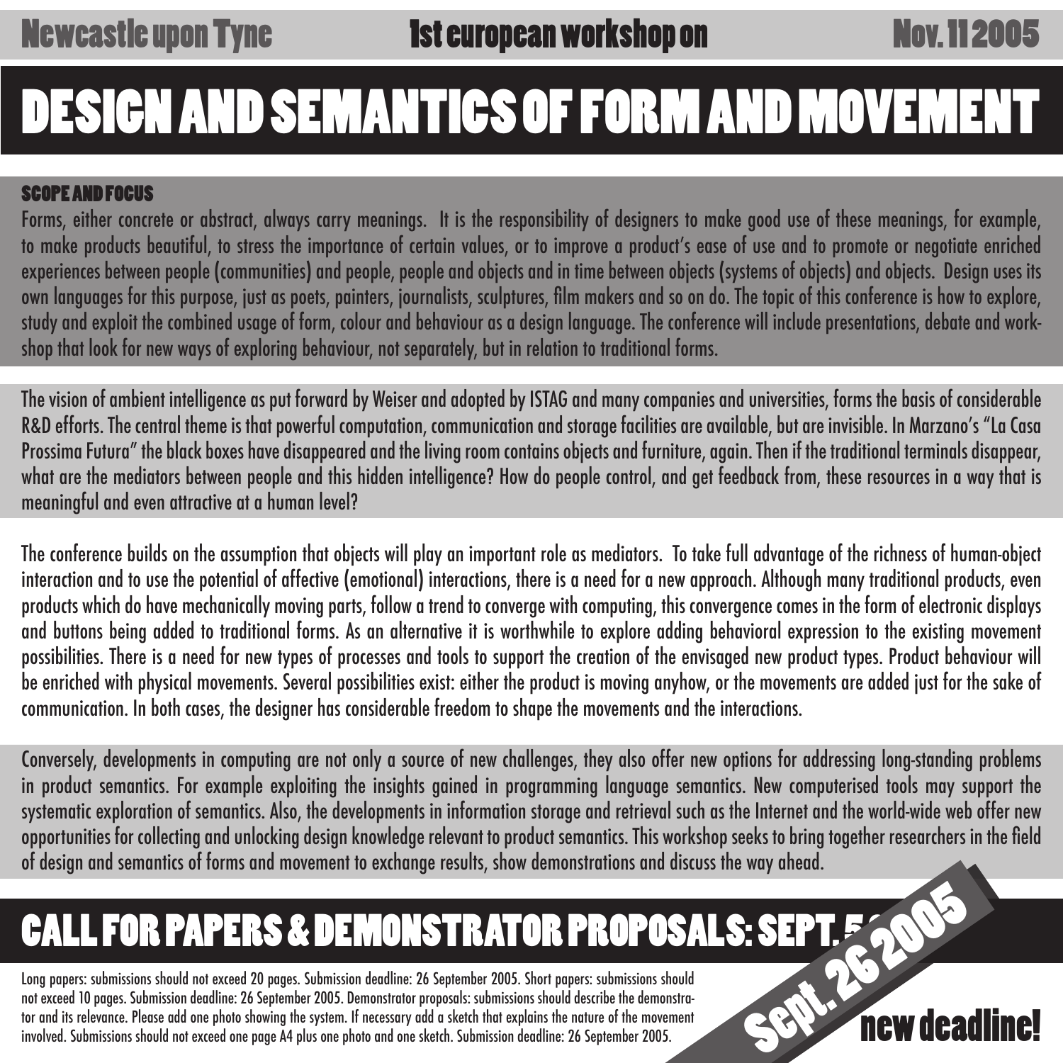Newcastle upon Tyne — 1st european workshop on — Nov. 11 2005

# DESIGN AND SEMANTICS OF FORM AND MOVEMENT

## SCOPE AND FOCUS

Forms, either concrete or abstract, always carry meanings. It is the responsibility of designers to make good use of these meanings, for example, to make products beautiful, to stress the importance of certain values, or to improve a product's ease of use and to promote or negotiate enriched experiences between people (communities) and people, people and objects and in time between objects (systems of objects) and objects. Design uses its own languages for this purpose, just as poets, painters, journalists, sculptures, film makers and so on do. The topic of this conference is how to explore, study and exploit the combined usage of form, colour and behaviour as a design language. The conference will include presentations, debate and workshop that look for new ways of exploring behaviour, not separately, but in relation to traditional forms.

The vision of ambient intelligence as put forward by Weiser and adopted by ISTAG and many companies and universities, forms the basis of considerable R&D efforts. The central theme is that powerful computation, communication and storage facilities are available, but are invisible. In Marzano's "La Casa Prossima Futura" the black boxes have disappeared and the living room contains objects and furniture, again. Then if the traditional terminals disappear, what are the mediators between people and this hidden intelligence? How do people control, and get feedback from, these resources in a way that is meaningful and even attractive at a human level?

The conference builds on the assumption that objects will play an important role as mediators. To take full advantage of the richness of human-object interaction and to use the potential of affective (emotional) interactions, there is a need for a new approach. Although many traditional products, even products which do have mechanically moving parts, follow a trend to converge with computing, this convergence comes in the form of electronic displays and buttons being added to traditional forms. As an alternative it is worthwhile to explore adding behavioral expression to the existing movement possibilities. There is a need for new types of processes and tools to support the creation of the envisaged new product types. Product behaviour will be enriched with physical movements. Several possibilities exist: either the product is moving anyhow, or the movements are added just for the sake of communication. In both cases, the designer has considerable freedom to shape the movements and the interactions.

Conversely, developments in computing are not only a source of new challenges, they also offer new options for addressing long-standing problems in product semantics. For example exploiting the insights gained in programming language semantics. New computerised tools may support the systematic exploration of semantics. Also, the developments in information storage and retrieval such as the Internet and the world-wide web offer new opportunities for collecting and unlocking design knowledge relevant to product semantics. This workshop seeks to bring together researchers in the field of design and semantics of forms and movement to exchange results, show demonstrations and discuss the way ahead.

## CALL FOR PAPERS & DEMONSTRATOR PROPOSALS: SEPT. 5

**Sept. 26 2005 — new deadline!**

Long papers: submissions should not exceed 20 pages. Submission deadline: 26 September 2005. Short papers: submissions should not exceed 10 pages. Submission deadline: 26 September 2005. Demonstrator proposals: submissions should describe the demonstrator and its relevance. Please add one photo showing the system. If necessary add a sketch that explains the nature of the movement involved. Submissions should not exceed one page A4 plus one photo and one sketch. Submission deadline: 26 September 2005.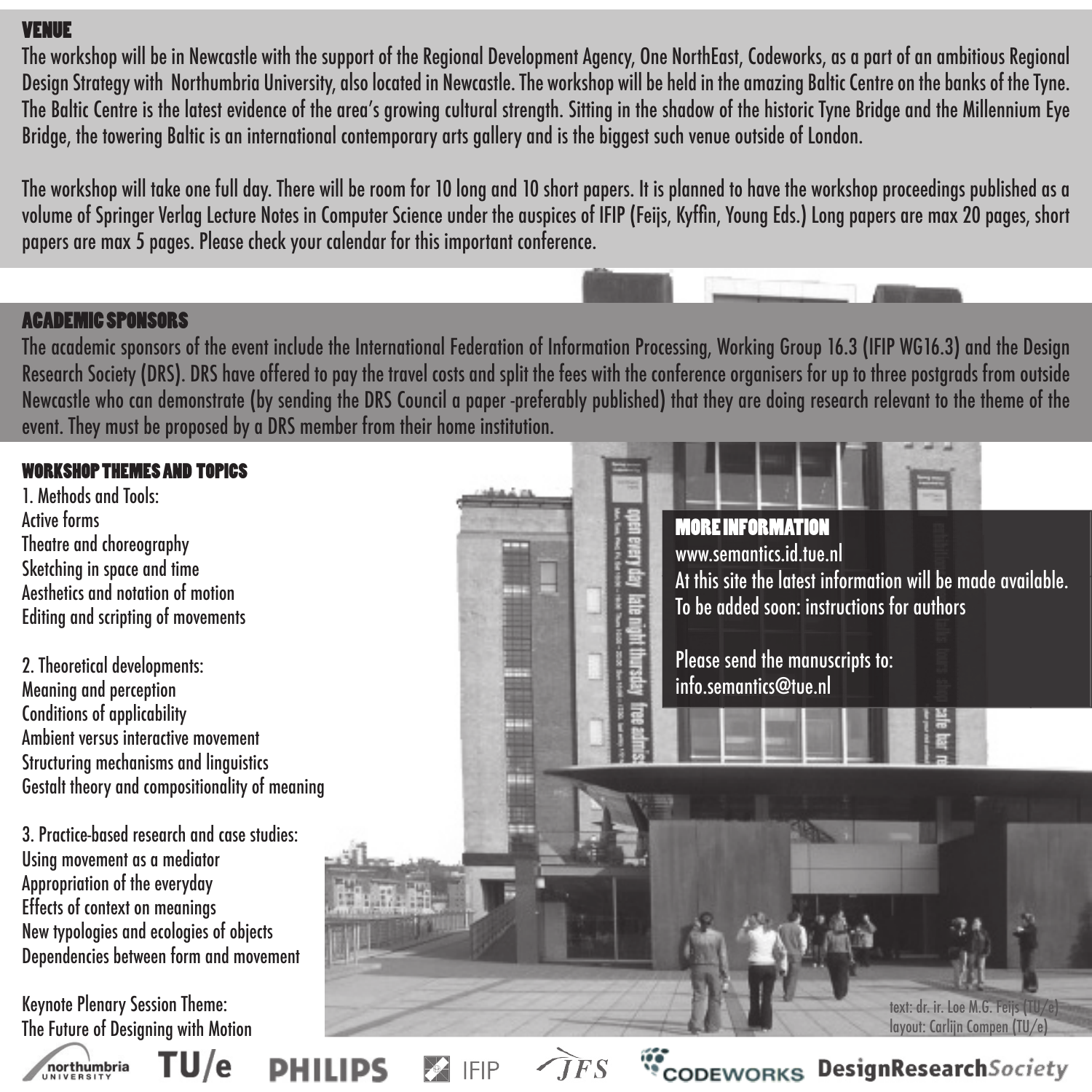## VENUE

The workshop will be in Newcastle with the support of the Regional Development Agency, One NorthEast, Codeworks, as a part of an ambitious Regional Design Strategy with Northumbria University, also located in Newcastle. The workshop will be held in the amazing Baltic Centre on the banks of the Tyne. The Baltic Centre is the latest evidence of the area's growing cultural strength. Sitting in the shadow of the historic Tyne Bridge and the Millennium Eye Bridge, the towering Baltic is an international contemporary arts gallery and is the biggest such venue outside of London.

The workshop will take one full day. There will be room for 10 long and 10 short papers. It is planned to have the workshop proceedings published as a volume of Springer Verlag Lecture Notes in Computer Science under the auspices of IFIP (Feijs, Kyffin, Young Eds.) Long papers are max 20 pages, short papers are max 5 pages. Please check your calendar for this important conference.

## ACADEMIC SPONSORS

The academic sponsors of the event include the International Federation of Information Processing, Working Group 16.3 (IFIP WG16.3) and the Design Research Society (DRS). DRS have offered to pay the travel costs and split the fees with the conference organisers for up to three postgrads from outside Newcastle who can demonstrate (by sending the DRS Council a paper -preferably published) that they are doing research relevant to the theme of the event. They must be proposed by a DRS member from their home institution.

## WORKSHOP THEMES AND TOPICS

1. Methods and Tools:
Active forms
Theatre and choreography
Sketching in space and time
Aesthetics and notation of motion
Editing and scripting of movements

2. Theoretical developments:
Meaning and perception
Conditions of applicability
Ambient versus interactive movement
Structuring mechanisms and linguistics
Gestalt theory and compositionality of meaning

3. Practice-based research and case studies:
Using movement as a mediator
Appropriation of the everyday
Effects of context on meanings
New typologies and ecologies of objects
Dependencies between form and movement

Keynote Plenary Session Theme:
The Future of Designing with Motion

## MORE INFORMATION

www.semantics.id.tue.nl
At this site the latest information will be made available.
To be added soon: instructions for authors

Please send the manuscripts to:
info.semantics@tue.nl

text: dr. ir. Loe M.G. Feijs (TU/e)
layout: Carlijn Compen (TU/e)

northumbria UNIVERSITY TU/e PHILIPS IFIP JFS CODEWORKS DesignResearchSociety